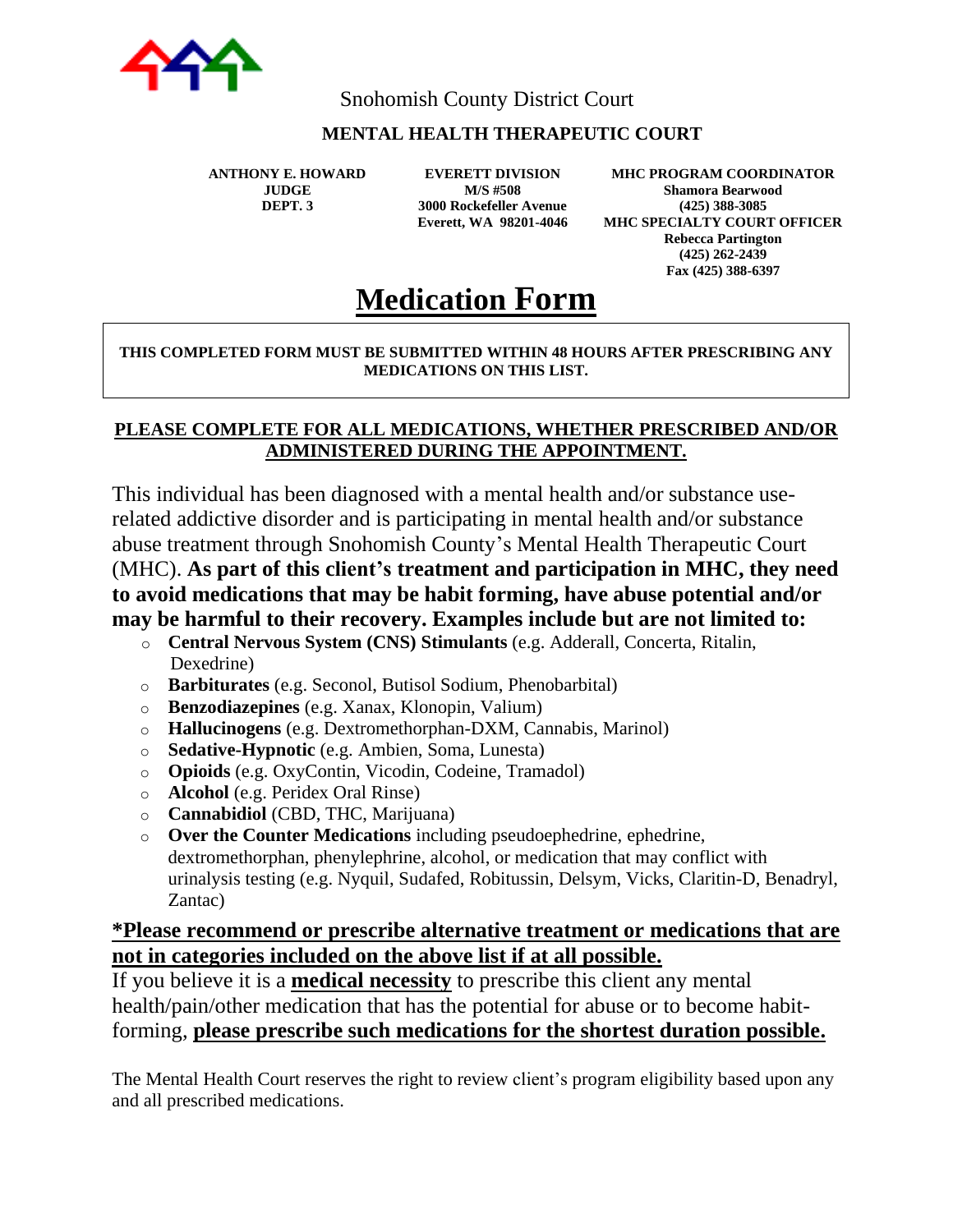Snohomish County District Court

**MENTAL HEALTH THERAPEUTIC COURT**

**ANTHONY E. HOWARD**
**JUDGE**
**DEPT. 3**

**EVERETT DIVISION**
**M/S #508**
**3000 Rockefeller Avenue**
**Everett, WA 98201-4046**

**MHC PROGRAM COORDINATOR**
**Shamora Bearwood**
**(425) 388-3085**
**MHC SPECIALTY COURT OFFICER**
**Rebecca Partington**
**(425) 262-2439**
**Fax (425) 388-6397**

# Medication Form

**THIS COMPLETED FORM MUST BE SUBMITTED WITHIN 48 HOURS AFTER PRESCRIBING ANY MEDICATIONS ON THIS LIST.**

**PLEASE COMPLETE FOR ALL MEDICATIONS, WHETHER PRESCRIBED AND/OR ADMINISTERED DURING THE APPOINTMENT.**

This individual has been diagnosed with a mental health and/or substance use-related addictive disorder and is participating in mental health and/or substance abuse treatment through Snohomish County's Mental Health Therapeutic Court (MHC). **As part of this client's treatment and participation in MHC, they need to avoid medications that may be habit forming, have abuse potential and/or may be harmful to their recovery. Examples include but are not limited to:**

- **Central Nervous System (CNS) Stimulants** (e.g. Adderall, Concerta, Ritalin, Dexedrine)
- **Barbiturates** (e.g. Seconol, Butisol Sodium, Phenobarbital)
- **Benzodiazepines** (e.g. Xanax, Klonopin, Valium)
- **Hallucinogens** (e.g. Dextromethorphan-DXM, Cannabis, Marinol)
- **Sedative-Hypnotic** (e.g. Ambien, Soma, Lunesta)
- **Opioids** (e.g. OxyContin, Vicodin, Codeine, Tramadol)
- **Alcohol** (e.g. Peridex Oral Rinse)
- **Cannabidiol** (CBD, THC, Marijuana)
- **Over the Counter Medications** including pseudoephedrine, ephedrine, dextromethorphan, phenylephrine, alcohol, or medication that may conflict with urinalysis testing (e.g. Nyquil, Sudafed, Robitussin, Delsym, Vicks, Claritin-D, Benadryl, Zantac)

**\*Please recommend or prescribe alternative treatment or medications that are not in categories included on the above list if at all possible.**

If you believe it is a **medical necessity** to prescribe this client any mental health/pain/other medication that has the potential for abuse or to become habit-forming, **please prescribe such medications for the shortest duration possible.**

The Mental Health Court reserves the right to review client's program eligibility based upon any and all prescribed medications.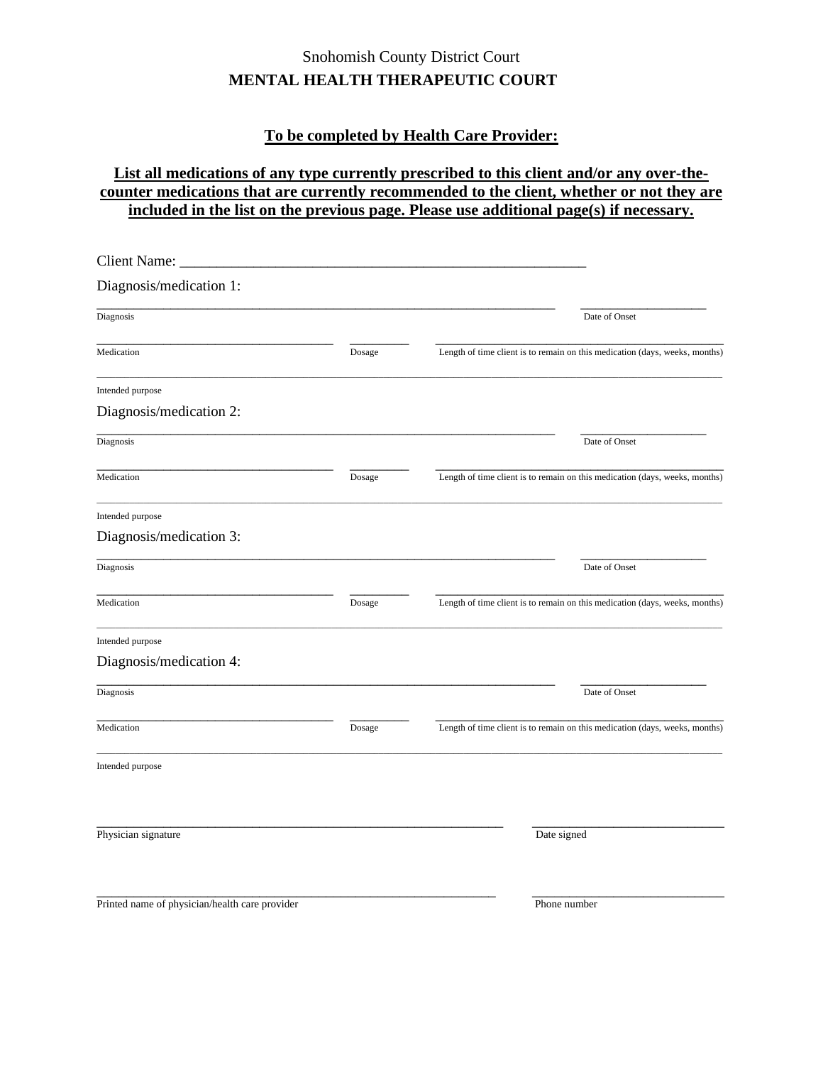Snohomish County District Court

# MENTAL HEALTH THERAPEUTIC COURT

## To be completed by Health Care Provider:

**List all medications of any type currently prescribed to this client and/or any over-the-counter medications that are currently recommended to the client, whether or not they are included in the list on the previous page. Please use additional page(s) if necessary.**

Client Name: ________________________________________________________

Diagnosis/medication 1:

_______________________________________________________________________ ___________________
Diagnosis Date of Onset

____________________________________ _________ ____________________________________________
Medication Dosage Length of time client is to remain on this medication (days, weeks, months)

_______________________________________________________________________________________________
Intended purpose

Diagnosis/medication 2:

_______________________________________________________________________ ___________________
Diagnosis Date of Onset

____________________________________ _________ ____________________________________________
Medication Dosage Length of time client is to remain on this medication (days, weeks, months)

_______________________________________________________________________________________________
Intended purpose

Diagnosis/medication 3:

_______________________________________________________________________ ___________________
Diagnosis Date of Onset

____________________________________ _________ ____________________________________________
Medication Dosage Length of time client is to remain on this medication (days, weeks, months)

_______________________________________________________________________________________________
Intended purpose

Diagnosis/medication 4:

_______________________________________________________________________ ___________________
Diagnosis Date of Onset

____________________________________ _________ ____________________________________________
Medication Dosage Length of time client is to remain on this medication (days, weeks, months)

_______________________________________________________________________________________________
Intended purpose

______________________________________________________________ _____________________________
Physician signature Date signed

______________________________________________________________ _____________________________
Printed name of physician/health care provider Phone number